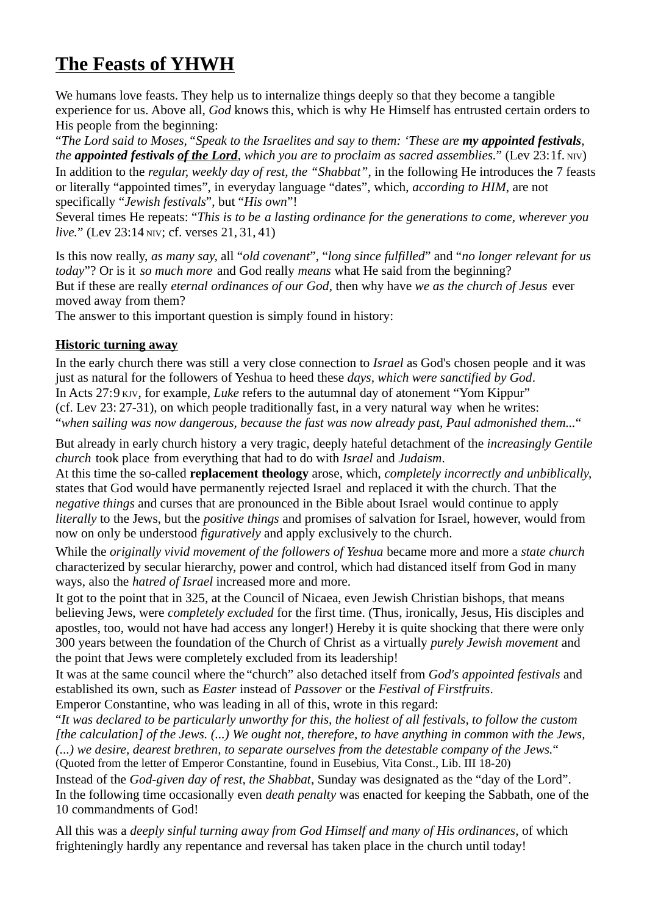# The Feasts of YHWH

We humans love feasts. They help us to internalize things deeply so that they become a tangible experience for us. Above all, *God* knows this, which is why He Himself has entrusted certain orders to His people from the beginning:

"*The Lord said to Moses, "Speak to the Israelites and say to them: 'These are **my appointed festivals**, the **appointed festivals <u>of the Lord</u>**, which you are to proclaim as sacred assemblies.*" (Lev 23:1f. NIV)

In addition to the *regular, weekly day of rest, the "Shabbat"*, in the following He introduces the 7 feasts or literally "appointed times", in everyday language "dates", which, *according to HIM*, are not specifically "*Jewish festivals*", but "*His own*"!

Several times He repeats: "*This is to be a lasting ordinance for the generations to come, wherever you live.*" (Lev 23:14 NIV; cf. verses 21, 31, 41)

Is this now really, *as many say,* all "*old covenant*", "*long since fulfilled*" and "*no longer relevant for us today*"? Or is it *so much more* and God really *means* what He said from the beginning?

But if these are really *eternal ordinances of our God*, then why have *we as the church of Jesus* ever moved away from them?

The answer to this important question is simply found in history:

## Historic turning away

In the early church there was still a very close connection to *Israel* as God's chosen people and it was just as natural for the followers of Yeshua to heed these *days, which were sanctified by God*.

In Acts 27:9 KJV, for example, *Luke* refers to the autumnal day of atonement "Yom Kippur" (cf. Lev 23: 27-31), on which people traditionally fast, in a very natural way when he writes: "*when sailing was now dangerous, because the fast was now already past, Paul admonished them...*"

But already in early church history a very tragic, deeply hateful detachment of the *increasingly Gentile church* took place from everything that had to do with *Israel* and *Judaism*.

At this time the so-called **replacement theology** arose, which, *completely incorrectly and unbiblically*, states that God would have permanently rejected Israel and replaced it with the church. That the *negative things* and curses that are pronounced in the Bible about Israel would continue to apply *literally* to the Jews, but the *positive things* and promises of salvation for Israel, however, would from now on only be understood *figuratively* and apply exclusively to the church.

While the *originally vivid movement of the followers of Yeshua* became more and more a *state church* characterized by secular hierarchy, power and control, which had distanced itself from God in many ways, also the *hatred of Israel* increased more and more.

It got to the point that in 325, at the Council of Nicaea, even Jewish Christian bishops, that means believing Jews, were *completely excluded* for the first time. (Thus, ironically, Jesus, His disciples and apostles, too, would not have had access any longer!) Hereby it is quite shocking that there were only 300 years between the foundation of the Church of Christ as a virtually *purely Jewish movement* and the point that Jews were completely excluded from its leadership!

It was at the same council where the "church" also detached itself from *God's appointed festivals* and established its own, such as *Easter* instead of *Passover* or the *Festival of Firstfruits*.

Emperor Constantine, who was leading in all of this, wrote in this regard:

"*It was declared to be particularly unworthy for this, the holiest of all festivals, to follow the custom [the calculation] of the Jews. (...) We ought not, therefore, to have anything in common with the Jews, (...) we desire, dearest brethren, to separate ourselves from the detestable company of the Jews.*"
(Quoted from the letter of Emperor Constantine, found in Eusebius, Vita Const., Lib. III 18-20)

Instead of the *God-given day of rest, the Shabbat*, Sunday was designated as the "day of the Lord". In the following time occasionally even *death penalty* was enacted for keeping the Sabbath, one of the 10 commandments of God!

All this was a *deeply sinful turning away from God Himself and many of His ordinances*, of which frighteningly hardly any repentance and reversal has taken place in the church until today!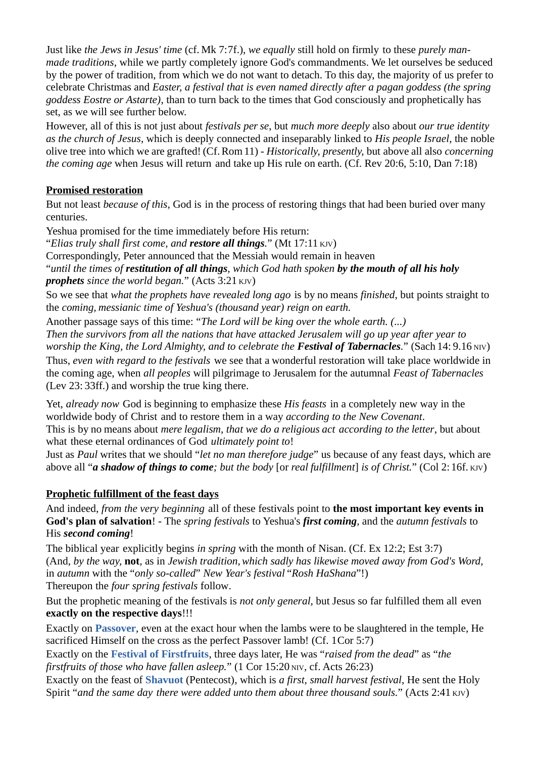Just like *the Jews in Jesus' time* (cf. Mk 7:7f.), *we equally* still hold on firmly to these *purely man-made traditions*, while we partly completely ignore God's commandments. We let ourselves be seduced by the power of tradition, from which we do not want to detach. To this day, the majority of us prefer to celebrate Christmas and *Easter, a festival that is even named directly after a pagan goddess (the spring goddess Eostre or Astarte)*, than to turn back to the times that God consciously and prophetically has set, as we will see further below.

However, all of this is not just about *festivals per se*, but *much more deeply* also about *our true identity as the church of Jesus*, which is deeply connected and inseparably linked to *His people Israel*, the noble olive tree into which we are grafted! (Cf. Rom 11) - *Historically, presently,* but above all also *concerning the coming age* when Jesus will return and take up His rule on earth. (Cf. Rev 20:6, 5:10, Dan 7:18)

**<u>Promised restoration</u>**

But not least *because of this*, God is in the process of restoring things that had been buried over many centuries.

Yeshua promised for the time immediately before His return:

"*Elias truly shall first come, and **restore all things**.*" (Mt 17:11 KJV)

Correspondingly, Peter announced that the Messiah would remain in heaven

"*until the times of **restitution of all things**, which God hath spoken **by the mouth of all his holy prophets** since the world began.*" (Acts 3:21 KJV)

So we see that *what the prophets have revealed long ago* is by no means *finished*, but points straight to the *coming, messianic time of Yeshua's (thousand year) reign on earth.*

Another passage says of this time: "*The Lord will be king over the whole earth. (...)*
*Then the survivors from all the nations that have attacked Jerusalem will go up year after year to worship the King, the Lord Almighty, and to celebrate the **Festival of Tabernacles**.*" (Sach 14: 9.16 NIV)

Thus, *even with regard to the festivals* we see that a wonderful restoration will take place worldwide in the coming age, when *all peoples* will pilgrimage to Jerusalem for the autumnal *Feast of Tabernacles* (Lev 23: 33ff.) and worship the true king there.

Yet, *already now* God is beginning to emphasize these *His feasts* in a completely new way in the worldwide body of Christ and to restore them in a way *according to the New Covenant*.

This is by no means about *mere legalism, that we do a religious act according to the letter*, but about what these eternal ordinances of God *ultimately point to*!

Just as *Paul* writes that we should "*let no man therefore judge*" us because of any feast days, which are above all "***a shadow of things to come**; but the body* [or *real fulfillment*] *is of Christ.*" (Col 2: 16f. KJV)

**<u>Prophetic fulfillment of the feast days</u>**

And indeed, *from the very beginning* all of these festivals point to **the most important key events in God's plan of salvation**! - The *spring festivals* to Yeshua's ***first coming***, and the *autumn festivals* to His ***second coming***!

The biblical year explicitly begins *in spring* with the month of Nisan. (Cf. Ex 12:2; Est 3:7)
(And, *by the way,* **not**, as in *Jewish tradition, which sadly has likewise moved away from God's Word*, in *autumn* with the "*only so-called*" *New Year's festival* "*Rosh HaShana*"!)
Thereupon the *four spring festivals* follow.

But the prophetic meaning of the festivals is *not only general*, but Jesus so far fulfilled them all even **exactly on the respective days**!!!

Exactly on **Passover**, even at the exact hour when the lambs were to be slaughtered in the temple, He sacrificed Himself on the cross as the perfect Passover lamb! (Cf. 1Cor 5:7)

Exactly on the **Festival of Firstfruits**, three days later, He was "*raised from the dead*" as "*the firstfruits of those who have fallen asleep.*" (1 Cor 15:20 NIV, cf. Acts 26:23)

Exactly on the feast of **Shavuot** (Pentecost), which is *a first, small harvest festival*, He sent the Holy Spirit "*and the same day there were added unto them about three thousand souls.*" (Acts 2:41 KJV)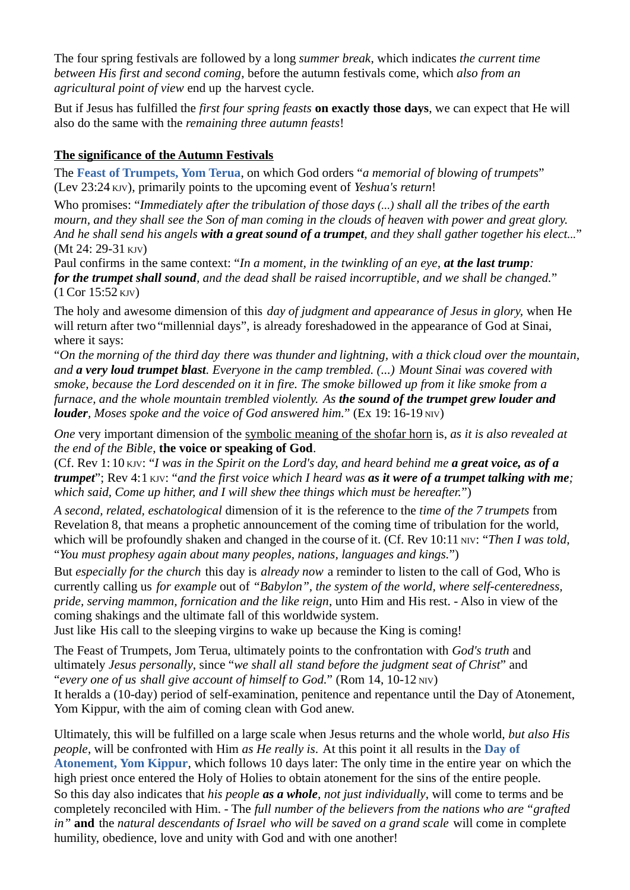The four spring festivals are followed by a long *summer break*, which indicates *the current time between His first and second coming*, before the autumn festivals come, which *also from an agricultural point of view* end up the harvest cycle.

But if Jesus has fulfilled the *first four spring feasts* **on exactly those days**, we can expect that He will also do the same with the *remaining three autumn feasts*!

**The significance of the Autumn Festivals**

The **Feast of Trumpets, Yom Terua**, on which God orders "*a memorial of blowing of trumpets*" (Lev 23:24 KJV), primarily points to the upcoming event of *Yeshua's return*!

Who promises: "*Immediately after the tribulation of those days (...) shall all the tribes of the earth mourn, and they shall see the Son of man coming in the clouds of heaven with power and great glory. And he shall send his angels* ***with a great sound of a trumpet****, and they shall gather together his elect...*" (Mt 24: 29-31 KJV)
Paul confirms in the same context: "*In a moment, in the twinkling of an eye,* ***at the last trump****:* ***for the trumpet shall sound****, and the dead shall be raised incorruptible, and we shall be changed.*" (1 Cor 15:52 KJV)

The holy and awesome dimension of this *day of judgment and appearance of Jesus in glory,* when He will return after two "millennial days", is already foreshadowed in the appearance of God at Sinai, where it says:
"*On the morning of the third day there was thunder and lightning, with a thick cloud over the mountain, and* ***a very loud trumpet blast****. Everyone in the camp trembled. (...) Mount Sinai was covered with smoke, because the Lord descended on it in fire. The smoke billowed up from it like smoke from a furnace, and the whole mountain trembled violently. As* ***the sound of the trumpet grew louder and louder****, Moses spoke and the voice of God answered him.*" (Ex 19: 16-19 NIV)

*One* very important dimension of the symbolic meaning of the shofar horn is, *as it is also revealed at the end of the Bible,* **the voice or speaking of God**.
(Cf. Rev 1:10 KJV: "*I was in the Spirit on the Lord's day, and heard behind me* ***a great voice, as of a trumpet***"; Rev 4:1 KJV: "*and the first voice which I heard was* ***as it were of a trumpet talking with me****; which said, Come up hither, and I will shew thee things which must be hereafter.*")

*A second, related, eschatological* dimension of it is the reference to the *time of the 7 trumpets* from Revelation 8, that means a prophetic announcement of the coming time of tribulation for the world, which will be profoundly shaken and changed in the course of it. (Cf. Rev 10:11 NIV: "*Then I was told,* "*You must prophesy again about many peoples, nations, languages and kings.*")

But *especially for the church* this day is *already now* a reminder to listen to the call of God, Who is currently calling us *for example* out of *"Babylon", the system of the world, where self-centeredness, pride, serving mammon, fornication and the like reign*, unto Him and His rest. - Also in view of the coming shakings and the ultimate fall of this worldwide system.
Just like His call to the sleeping virgins to wake up because the King is coming!

The Feast of Trumpets, Jom Terua, ultimately points to the confrontation with *God's truth* and ultimately *Jesus personally*, since "*we shall all stand before the judgment seat of Christ*" and "*every one of us shall give account of himself to God.*" (Rom 14, 10-12 NIV)
It heralds a (10-day) period of self-examination, penitence and repentance until the Day of Atonement, Yom Kippur, with the aim of coming clean with God anew.

Ultimately, this will be fulfilled on a large scale when Jesus returns and the whole world, *but also His people*, will be confronted with Him *as He really is*. At this point it all results in the **Day of Atonement, Yom Kippur**, which follows 10 days later: The only time in the entire year on which the high priest once entered the Holy of Holies to obtain atonement for the sins of the entire people.
So this day also indicates that *his people* ***as a whole****, not just individually*, will come to terms and be completely reconciled with Him. - The *full number of the believers from the nations who are "grafted in"* **and** the *natural descendants of Israel who will be saved on a grand scale* will come in complete humility, obedience, love and unity with God and with one another!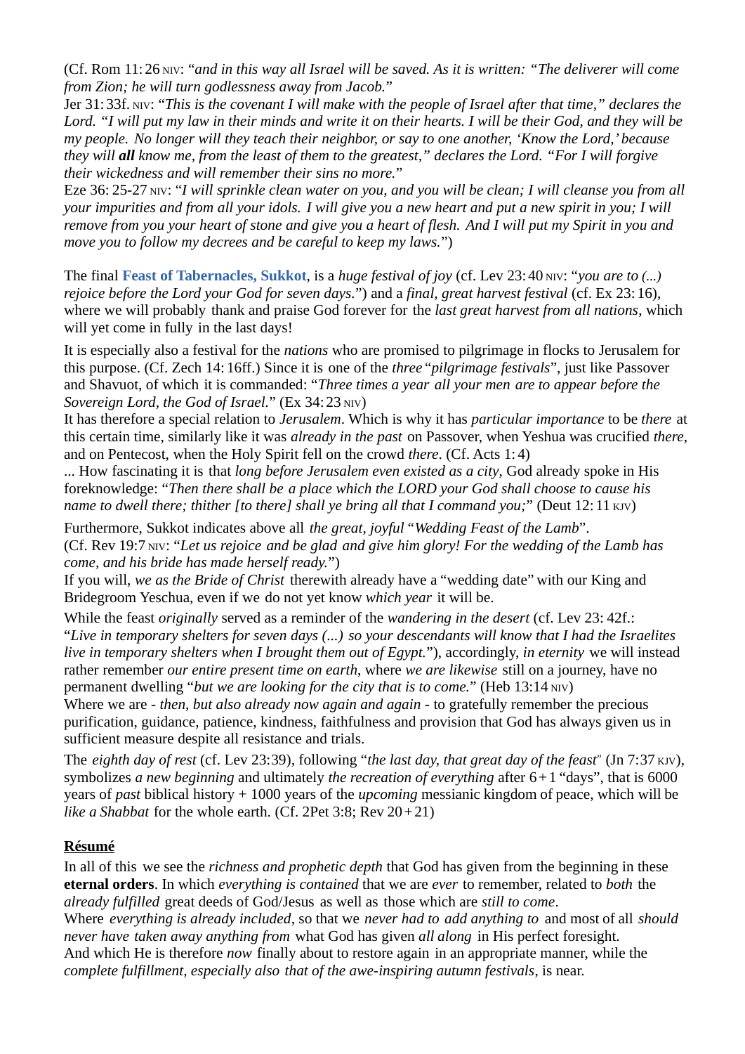(Cf. Rom 11: 26 NIV: "*and in this way all Israel will be saved. As it is written: "The deliverer will come from Zion; he will turn godlessness away from Jacob.*"
Jer 31: 33f. NIV: "*This is the covenant I will make with the people of Israel after that time," declares the Lord. "I will put my law in their minds and write it on their hearts. I will be their God, and they will be my people. No longer will they teach their neighbor, or say to one another, 'Know the Lord,' because they will* ***all*** *know me, from the least of them to the greatest," declares the Lord. "For I will forgive their wickedness and will remember their sins no more.*"
Eze 36: 25-27 NIV: "*I will sprinkle clean water on you, and you will be clean; I will cleanse you from all your impurities and from all your idols. I will give you a new heart and put a new spirit in you; I will remove from you your heart of stone and give you a heart of flesh. And I will put my Spirit in you and move you to follow my decrees and be careful to keep my laws.*")

The final **Feast of Tabernacles, Sukkot**, is a *huge festival of joy* (cf. Lev 23: 40 NIV: "*you are to (...) rejoice before the Lord your God for seven days.*") and a *final, great harvest festival* (cf. Ex 23: 16), where we will probably thank and praise God forever for the *last great harvest from all nations*, which will yet come in fully in the last days!

It is especially also a festival for the *nations* who are promised to pilgrimage in flocks to Jerusalem for this purpose. (Cf. Zech 14: 16ff.) Since it is one of the *three* "*pilgrimage festivals*", just like Passover and Shavuot, of which it is commanded: "*Three times a year all your men are to appear before the Sovereign Lord, the God of Israel.*" (Ex 34: 23 NIV)
It has therefore a special relation to *Jerusalem*. Which is why it has *particular importance* to be *there* at this certain time, similarly like it was *already in the past* on Passover, when Yeshua was crucified *there*, and on Pentecost, when the Holy Spirit fell on the crowd *there*. (Cf. Acts 1: 4)
... How fascinating it is that *long before Jerusalem even existed as a city*, God already spoke in His foreknowledge: "*Then there shall be a place which the LORD your God shall choose to cause his name to dwell there; thither [to there] shall ye bring all that I command you;*" (Deut 12: 11 KJV)

Furthermore, Sukkot indicates above all *the great, joyful* "*Wedding Feast of the Lamb*".
(Cf. Rev 19:7 NIV: "*Let us rejoice and be glad and give him glory! For the wedding of the Lamb has come, and his bride has made herself ready.*")
If you will, *we as the Bride of Christ* therewith already have a "wedding date" with our King and Bridegroom Yeschua, even if we do not yet know *which year* it will be.

While the feast *originally* served as a reminder of the *wandering in the desert* (cf. Lev 23: 42f.: "*Live in temporary shelters for seven days (...) so your descendants will know that I had the Israelites live in temporary shelters when I brought them out of Egypt.*"), accordingly, *in eternity* we will instead rather remember *our entire present time on earth*, where *we are likewise* still on a journey, have no permanent dwelling "*but we are looking for the city that is to come.*" (Heb 13:14 NIV)
Where we are - *then, but also already now again and again* - to gratefully remember the precious purification, guidance, patience, kindness, faithfulness and provision that God has always given us in sufficient measure despite all resistance and trials.

The *eighth day of rest* (cf. Lev 23:39), following "*the last day, that great day of the feast*" (Jn 7:37 KJV), symbolizes *a new beginning* and ultimately *the recreation of everything* after 6 + 1 "days", that is 6000 years of *past* biblical history + 1000 years of the *upcoming* messianic kingdom of peace, which will be *like a Shabbat* for the whole earth. (Cf. 2Pet 3:8; Rev 20 + 21)

## Résumé

In all of this we see the *richness and prophetic depth* that God has given from the beginning in these **eternal orders**. In which *everything is contained* that we are *ever* to remember, related to *both* the *already fulfilled* great deeds of God/Jesus as well as those which are *still to come*.
Where *everything is already included*, so that we *never had to add anything to* and most of all *should never have taken away anything from* what God has given *all along* in His perfect foresight.
And which He is therefore *now* finally about to restore again in an appropriate manner, while the *complete fulfillment, especially also that of the awe-inspiring autumn festivals*, is near.